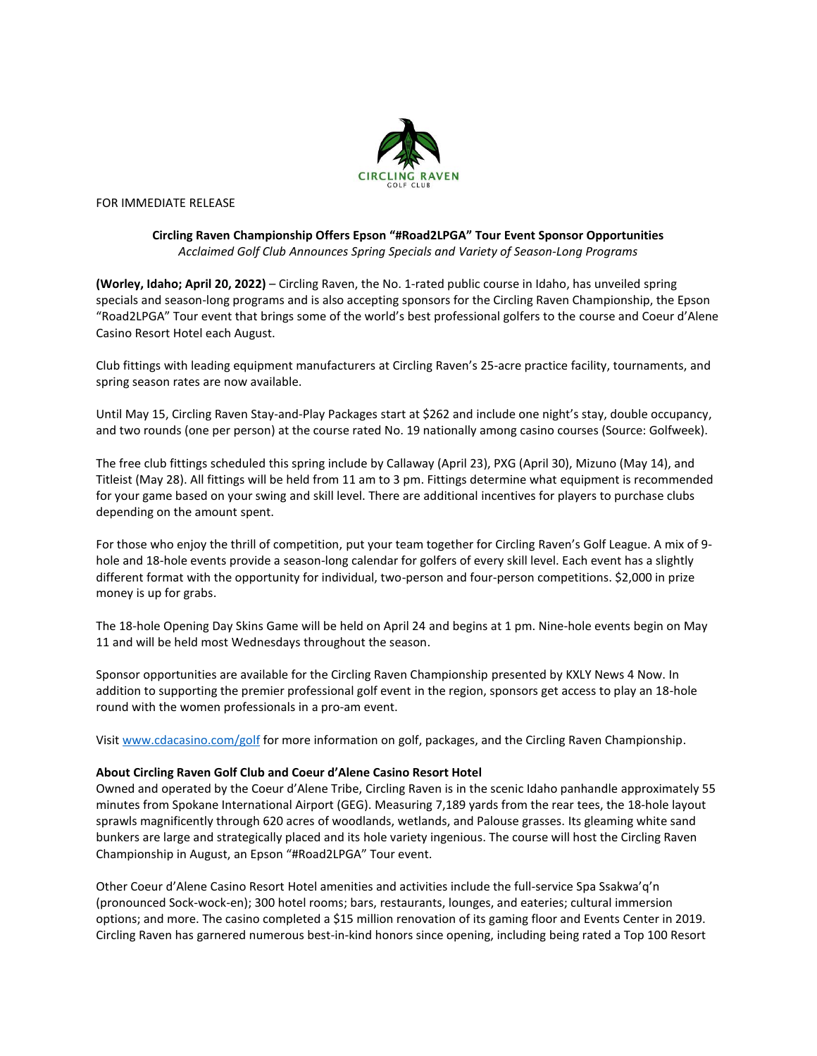FOR IMMEDIATE RELEASE

**Circling Raven Championship Offers Epson "#Road2LPGA" Tour Event Sponsor Opportunities**

*Acclaimed Golf Club Announces Spring Specials and Variety of Season-Long Programs*

**(Worley, Idaho; April 20, 2022)** – Circling Raven, the No. 1-rated public course in Idaho, has unveiled spring specials and season-long programs and is also accepting sponsors for the Circling Raven Championship, the Epson "Road2LPGA" Tour event that brings some of the world's best professional golfers to the course and Coeur d'Alene Casino Resort Hotel each August.

Club fittings with leading equipment manufacturers at Circling Raven's 25-acre practice facility, tournaments, and spring season rates are now available.

Until May 15, Circling Raven Stay-and-Play Packages start at $262 and include one night's stay, double occupancy, and two rounds (one per person) at the course rated No. 19 nationally among casino courses (Source: Golfweek).

The free club fittings scheduled this spring include by Callaway (April 23), PXG (April 30), Mizuno (May 14), and Titleist (May 28). All fittings will be held from 11 am to 3 pm. Fittings determine what equipment is recommended for your game based on your swing and skill level. There are additional incentives for players to purchase clubs depending on the amount spent.

For those who enjoy the thrill of competition, put your team together for Circling Raven's Golf League. A mix of 9-hole and 18-hole events provide a season-long calendar for golfers of every skill level. Each event has a slightly different format with the opportunity for individual, two-person and four-person competitions. $2,000 in prize money is up for grabs.

The 18-hole Opening Day Skins Game will be held on April 24 and begins at 1 pm. Nine-hole events begin on May 11 and will be held most Wednesdays throughout the season.

Sponsor opportunities are available for the Circling Raven Championship presented by KXLY News 4 Now. In addition to supporting the premier professional golf event in the region, sponsors get access to play an 18-hole round with the women professionals in a pro-am event.

Visit www.cdacasino.com/golf for more information on golf, packages, and the Circling Raven Championship.

**About Circling Raven Golf Club and Coeur d'Alene Casino Resort Hotel**

Owned and operated by the Coeur d'Alene Tribe, Circling Raven is in the scenic Idaho panhandle approximately 55 minutes from Spokane International Airport (GEG). Measuring 7,189 yards from the rear tees, the 18-hole layout sprawls magnificently through 620 acres of woodlands, wetlands, and Palouse grasses. Its gleaming white sand bunkers are large and strategically placed and its hole variety ingenious. The course will host the Circling Raven Championship in August, an Epson "#Road2LPGA" Tour event.

Other Coeur d'Alene Casino Resort Hotel amenities and activities include the full-service Spa Ssakwa'q'n (pronounced Sock-wock-en); 300 hotel rooms; bars, restaurants, lounges, and eateries; cultural immersion options; and more. The casino completed a $15 million renovation of its gaming floor and Events Center in 2019. Circling Raven has garnered numerous best-in-kind honors since opening, including being rated a Top 100 Resort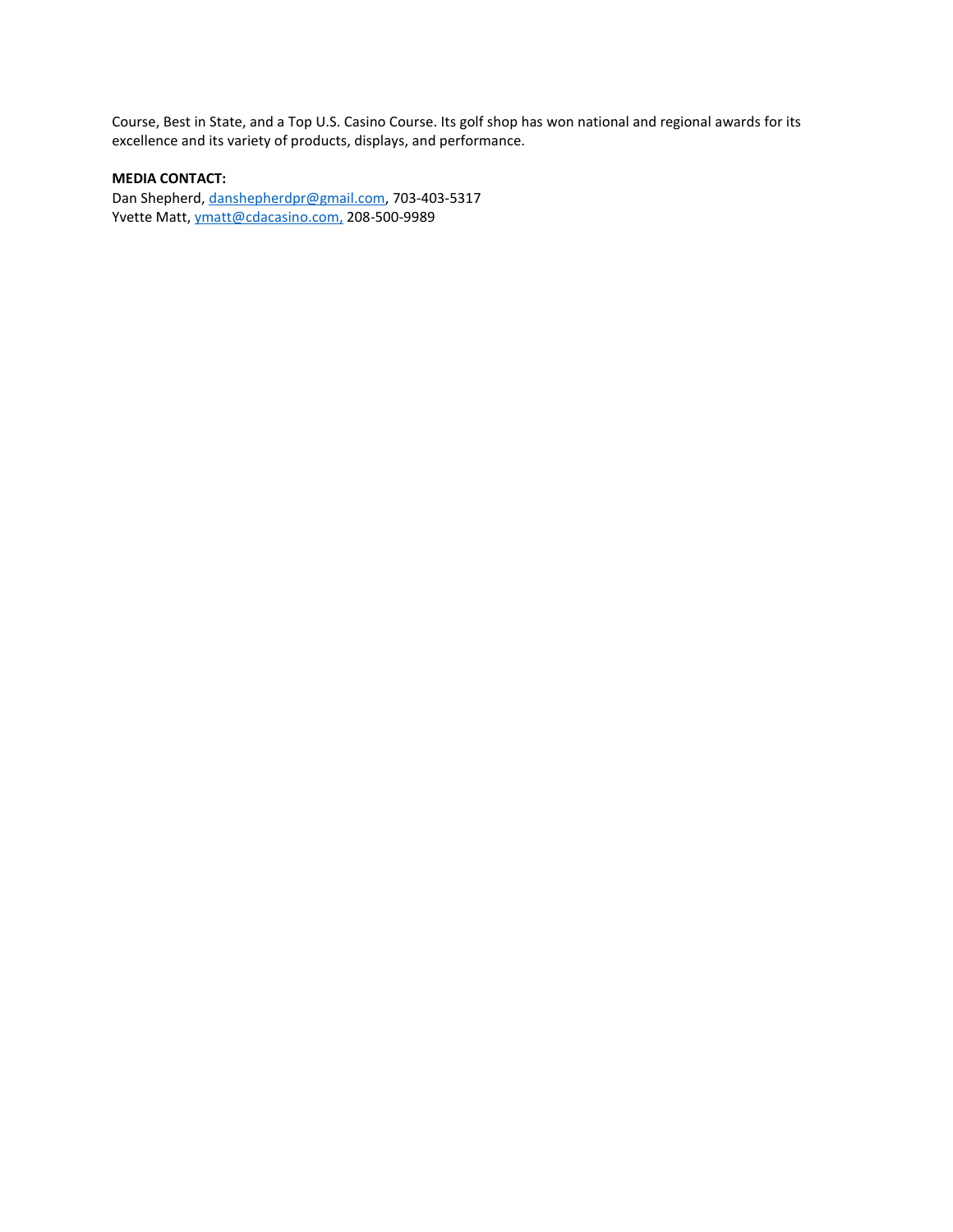Course, Best in State, and a Top U.S. Casino Course. Its golf shop has won national and regional awards for its excellence and its variety of products, displays, and performance.

**MEDIA CONTACT:**
Dan Shepherd, danshepherdpr@gmail.com, 703-403-5317
Yvette Matt, ymatt@cdacasino.com, 208-500-9989